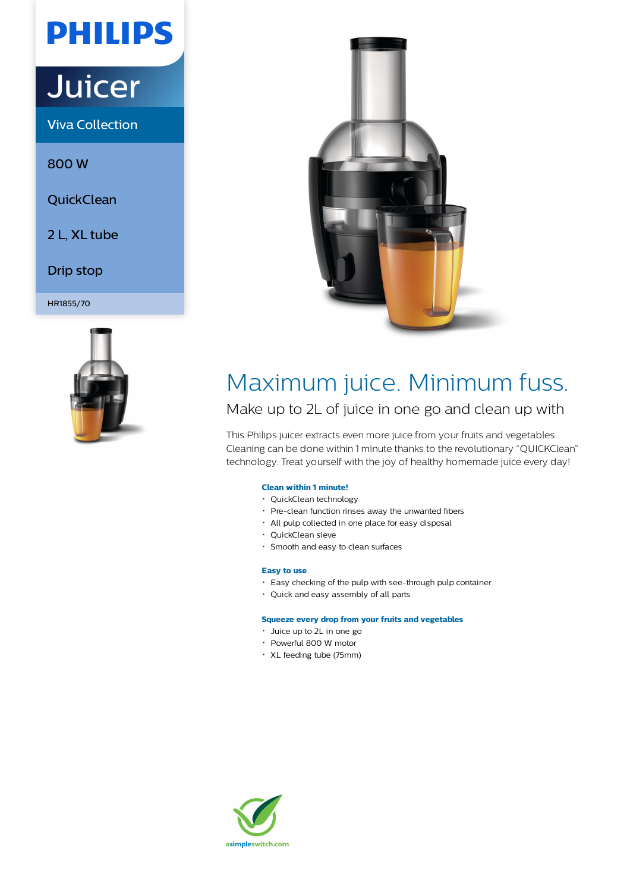PHILIPS

# Juicer

Viva Collection

800 W

QuickClean

2 L, XL tube

Drip stop

HR1855/70

## Maximum juice. Minimum fuss.

### Make up to 2L of juice in one go and clean up with

This Philips juicer extracts even more juice from your fruits and vegetables. Cleaning can be done within 1 minute thanks to the revolutionary “QUICKClean” technology. Treat yourself with the joy of healthy homemade juice every day!

**Clean within 1 minute!**

- QuickClean technology
- Pre-clean function rinses away the unwanted fibers
- All pulp collected in one place for easy disposal
- QuickClean sieve
- Smooth and easy to clean surfaces

**Easy to use**

- Easy checking of the pulp with see-through pulp container
- Quick and easy assembly of all parts

**Squeeze every drop from your fruits and vegetables**

- Juice up to 2L in one go
- Powerful 800 W motor
- XL feeding tube (75mm)

asimpleswitch.com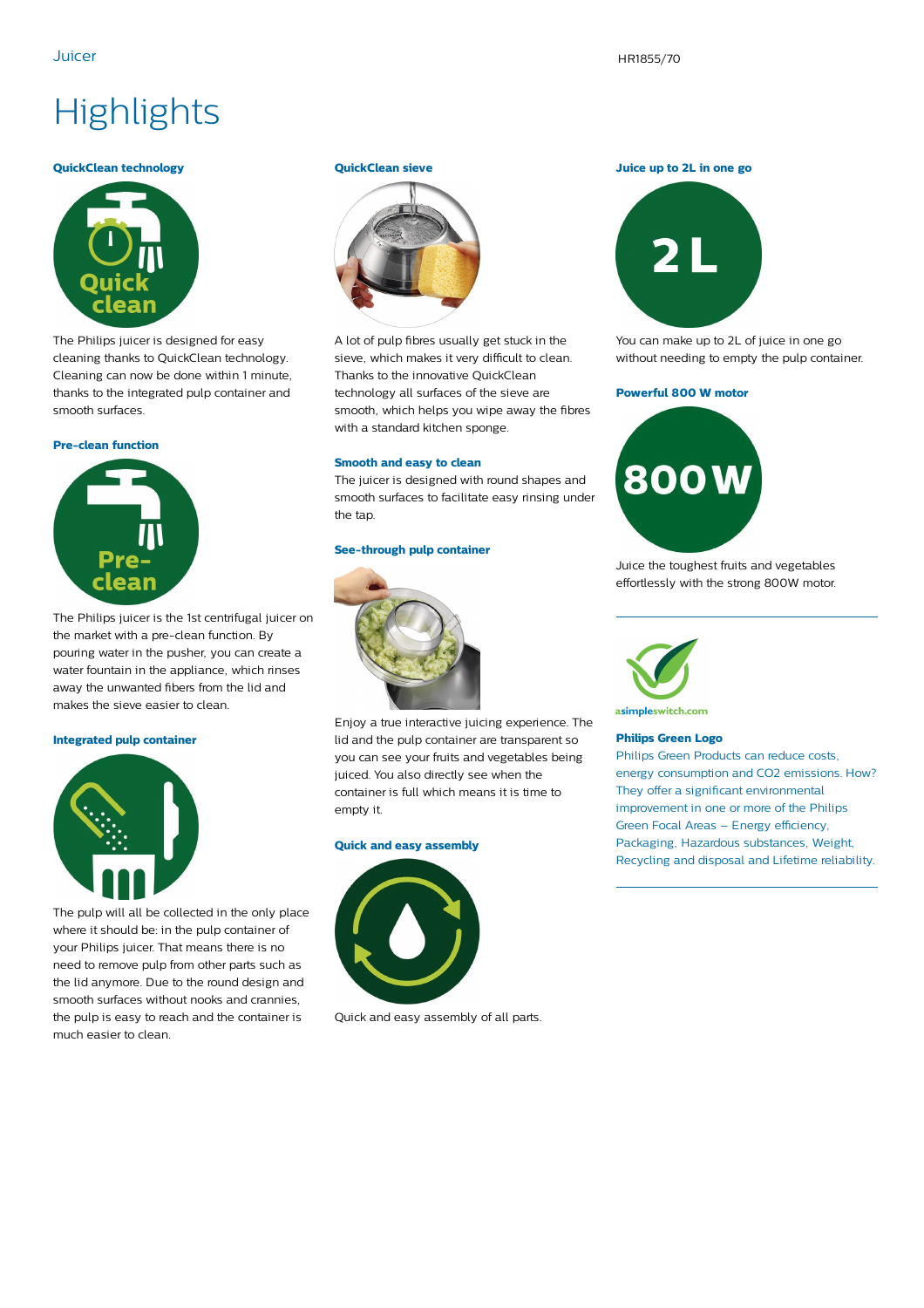# Highlights

### QuickClean technology

The Philips juicer is designed for easy cleaning thanks to QuickClean technology. Cleaning can now be done within 1 minute, thanks to the integrated pulp container and smooth surfaces.

### Pre-clean function

The Philips juicer is the 1st centrifugal juicer on the market with a pre-clean function. By pouring water in the pusher, you can create a water fountain in the appliance, which rinses away the unwanted fibers from the lid and makes the sieve easier to clean.

### Integrated pulp container

The pulp will all be collected in the only place where it should be: in the pulp container of your Philips juicer. That means there is no need to remove pulp from other parts such as the lid anymore. Due to the round design and smooth surfaces without nooks and crannies, the pulp is easy to reach and the container is much easier to clean.

### QuickClean sieve

A lot of pulp fibres usually get stuck in the sieve, which makes it very difficult to clean. Thanks to the innovative QuickClean technology all surfaces of the sieve are smooth, which helps you wipe away the fibres with a standard kitchen sponge.

### Smooth and easy to clean

The juicer is designed with round shapes and smooth surfaces to facilitate easy rinsing under the tap.

### See-through pulp container

Enjoy a true interactive juicing experience. The lid and the pulp container are transparent so you can see your fruits and vegetables being juiced. You also directly see when the container is full which means it is time to empty it.

### Quick and easy assembly

Quick and easy assembly of all parts.

### Juice up to 2L in one go

You can make up to 2L of juice in one go without needing to empty the pulp container.

### Powerful 800 W motor

Juice the toughest fruits and vegetables effortlessly with the strong 800W motor.

### Philips Green Logo

Philips Green Products can reduce costs, energy consumption and $CO_2$ emissions. How? They offer a significant environmental improvement in one or more of the Philips Green Focal Areas – Energy efficiency, Packaging, Hazardous substances, Weight, Recycling and disposal and Lifetime reliability.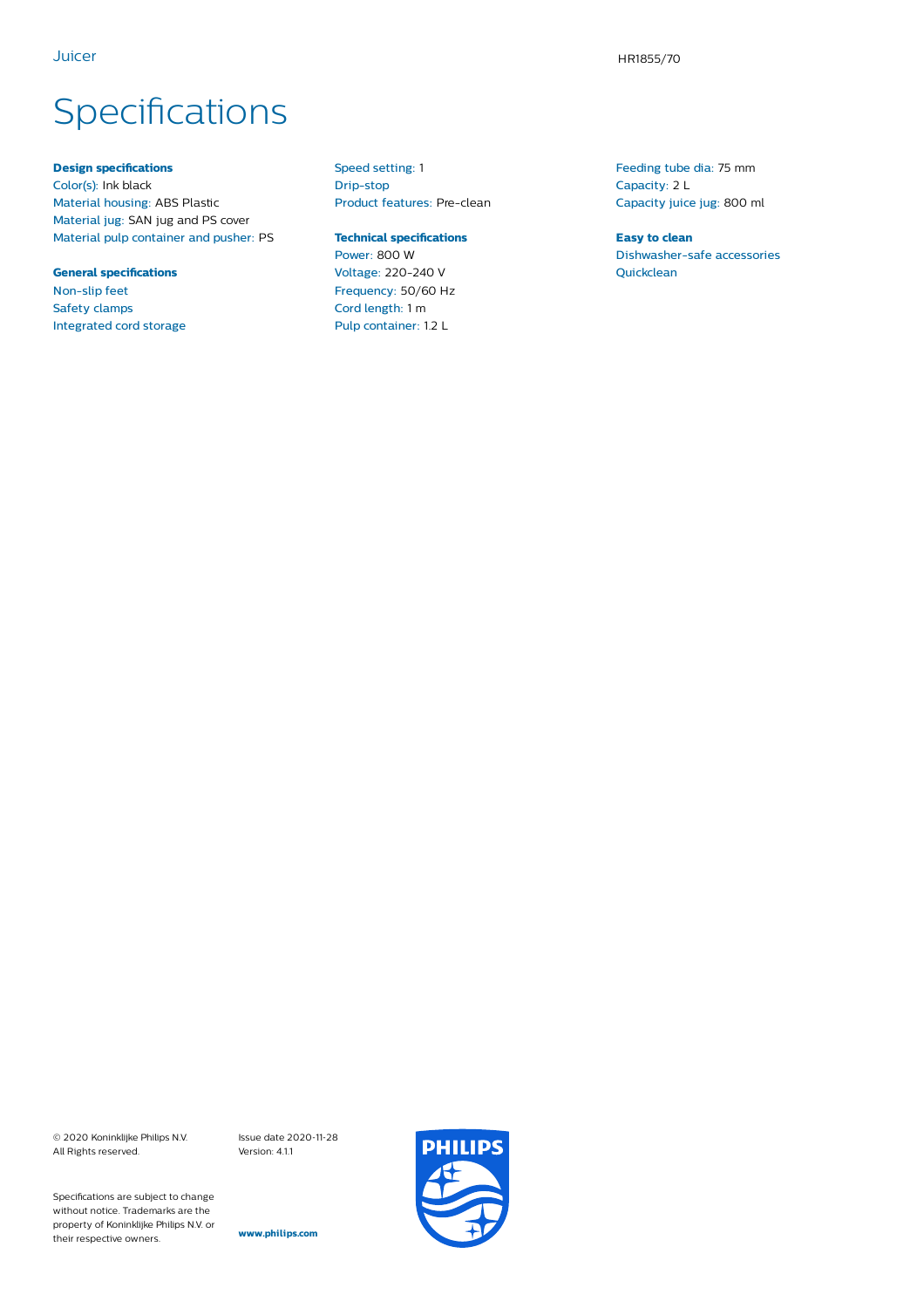# Specifications

### Design specifications

- Color(s): Ink black
- Material housing: ABS Plastic
- Material jug: SAN jug and PS cover
- Material pulp container and pusher: PS

### General specifications

- Non-slip feet
- Safety clamps
- Integrated cord storage
- Speed setting: 1
- Drip-stop
- Product features: Pre-clean

### Technical specifications

- Power: 800 W
- Voltage: 220-240 V
- Frequency: 50/60 Hz
- Cord length: 1 m
- Pulp container: 1.2 L
- Feeding tube dia: 75 mm
- Capacity: 2 L
- Capacity juice jug: 800 ml

### Easy to clean

- Dishwasher-safe accessories
- Quickclean

© 2020 Koninklijke Philips N.V.
All Rights reserved.

Specifications are subject to change without notice. Trademarks are the property of Koninklijke Philips N.V. or their respective owners.

Issue date 2020-11-28
Version: 4.1.1

www.philips.com